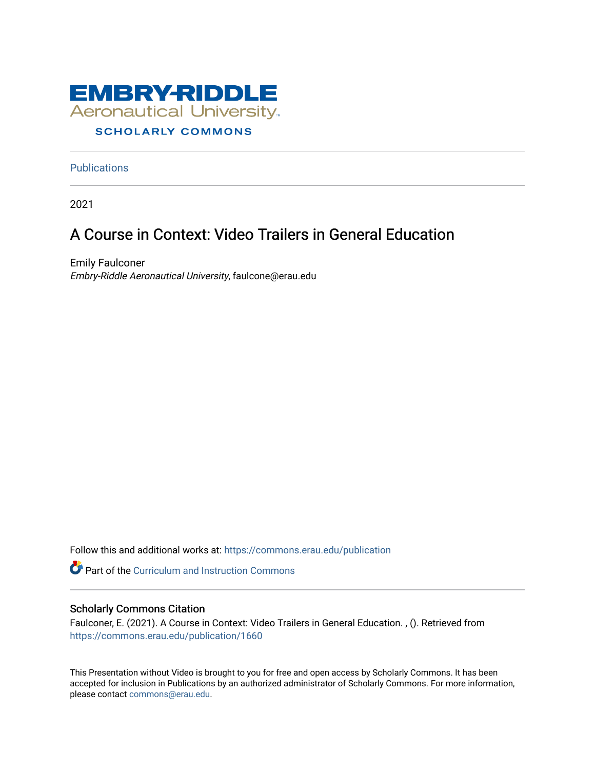EMBRY-RIDDLE
Aeronautical University
SCHOLARLY COMMONS

Publications

2021

# A Course in Context: Video Trailers in General Education

Emily Faulconer
*Embry-Riddle Aeronautical University*, faulcone@erau.edu

Follow this and additional works at: https://commons.erau.edu/publication

Part of the Curriculum and Instruction Commons

## Scholarly Commons Citation

Faulconer, E. (2021). A Course in Context: Video Trailers in General Education. , (). Retrieved from https://commons.erau.edu/publication/1660

This Presentation without Video is brought to you for free and open access by Scholarly Commons. It has been accepted for inclusion in Publications by an authorized administrator of Scholarly Commons. For more information, please contact commons@erau.edu.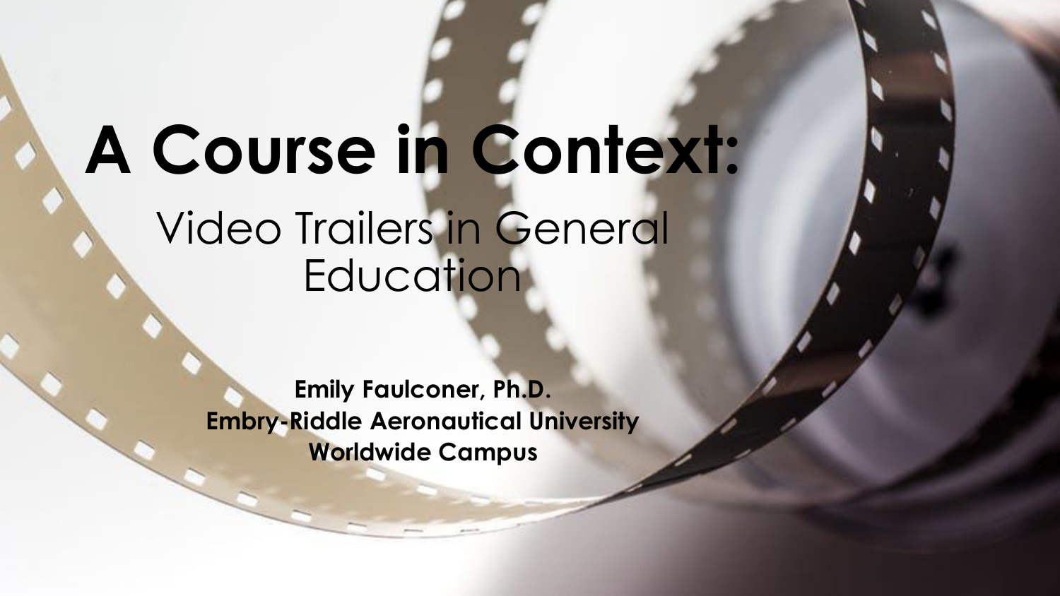# A Course in Context:

## Video Trailers in General Education

**Emily Faulconer, Ph.D.**
**Embry-Riddle Aeronautical University**
**Worldwide Campus**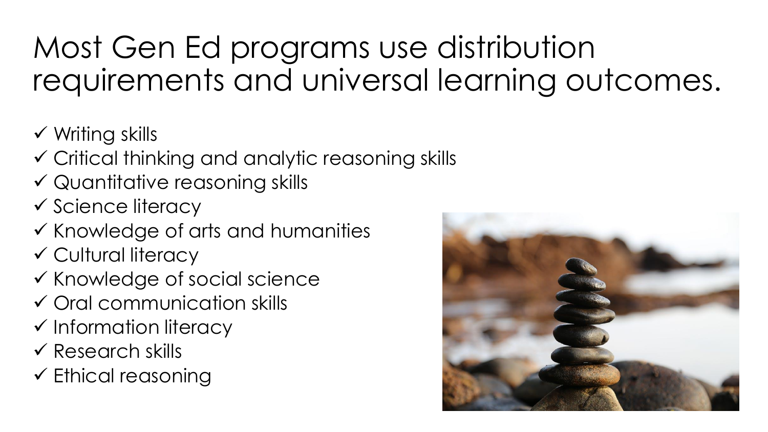# Most Gen Ed programs use distribution requirements and universal learning outcomes.

- ✓ Writing skills
- ✓ Critical thinking and analytic reasoning skills
- ✓ Quantitative reasoning skills
- ✓ Science literacy
- ✓ Knowledge of arts and humanities
- ✓ Cultural literacy
- ✓ Knowledge of social science
- ✓ Oral communication skills
- ✓ Information literacy
- ✓ Research skills
- ✓ Ethical reasoning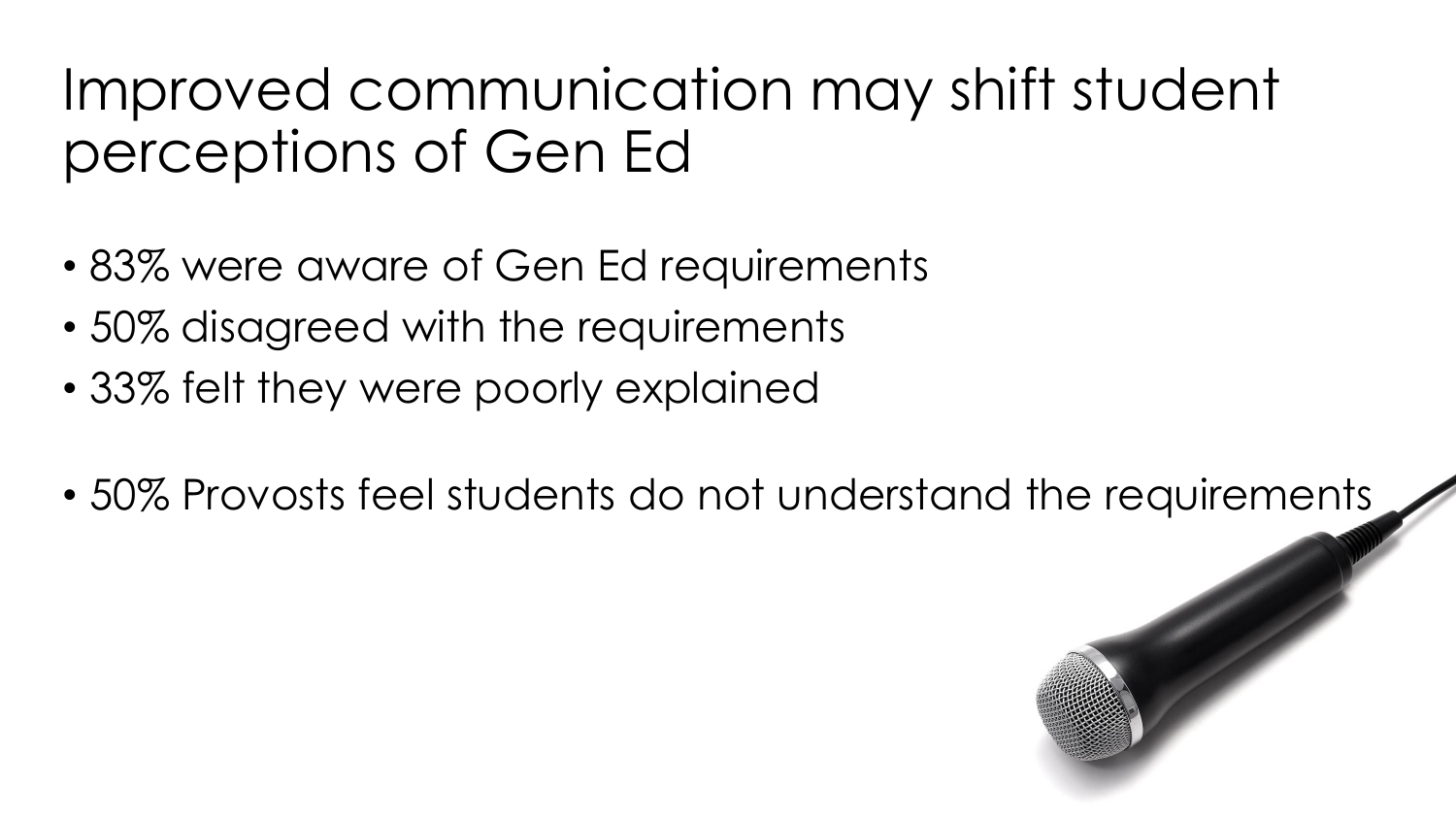# Improved communication may shift student perceptions of Gen Ed

- 83% were aware of Gen Ed requirements
- 50% disagreed with the requirements
- 33% felt they were poorly explained

- 50% Provosts feel students do not understand the requirements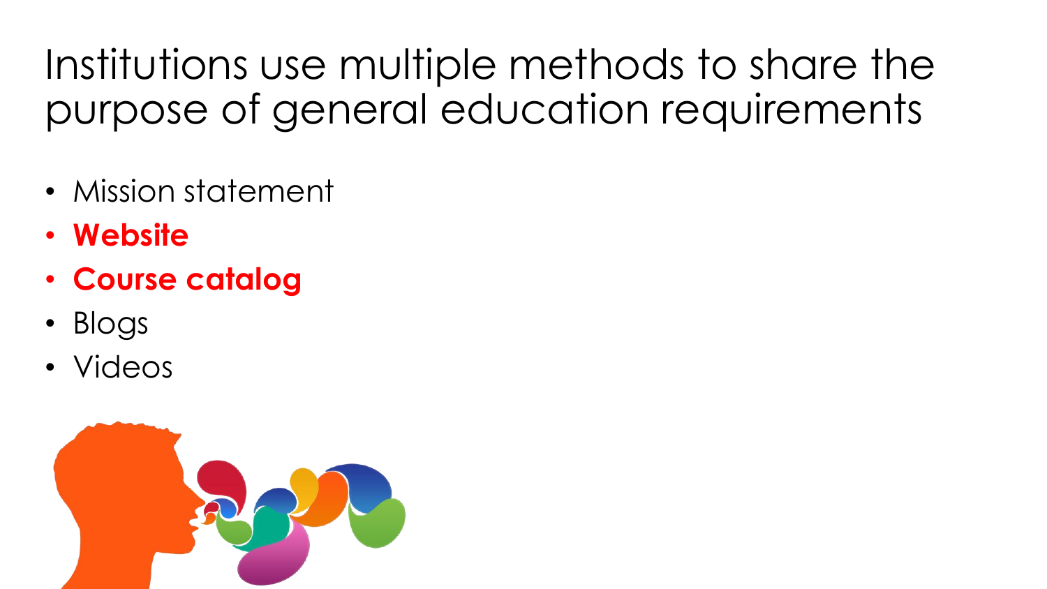# Institutions use multiple methods to share the purpose of general education requirements

- Mission statement
- **Website**
- **Course catalog**
- Blogs
- Videos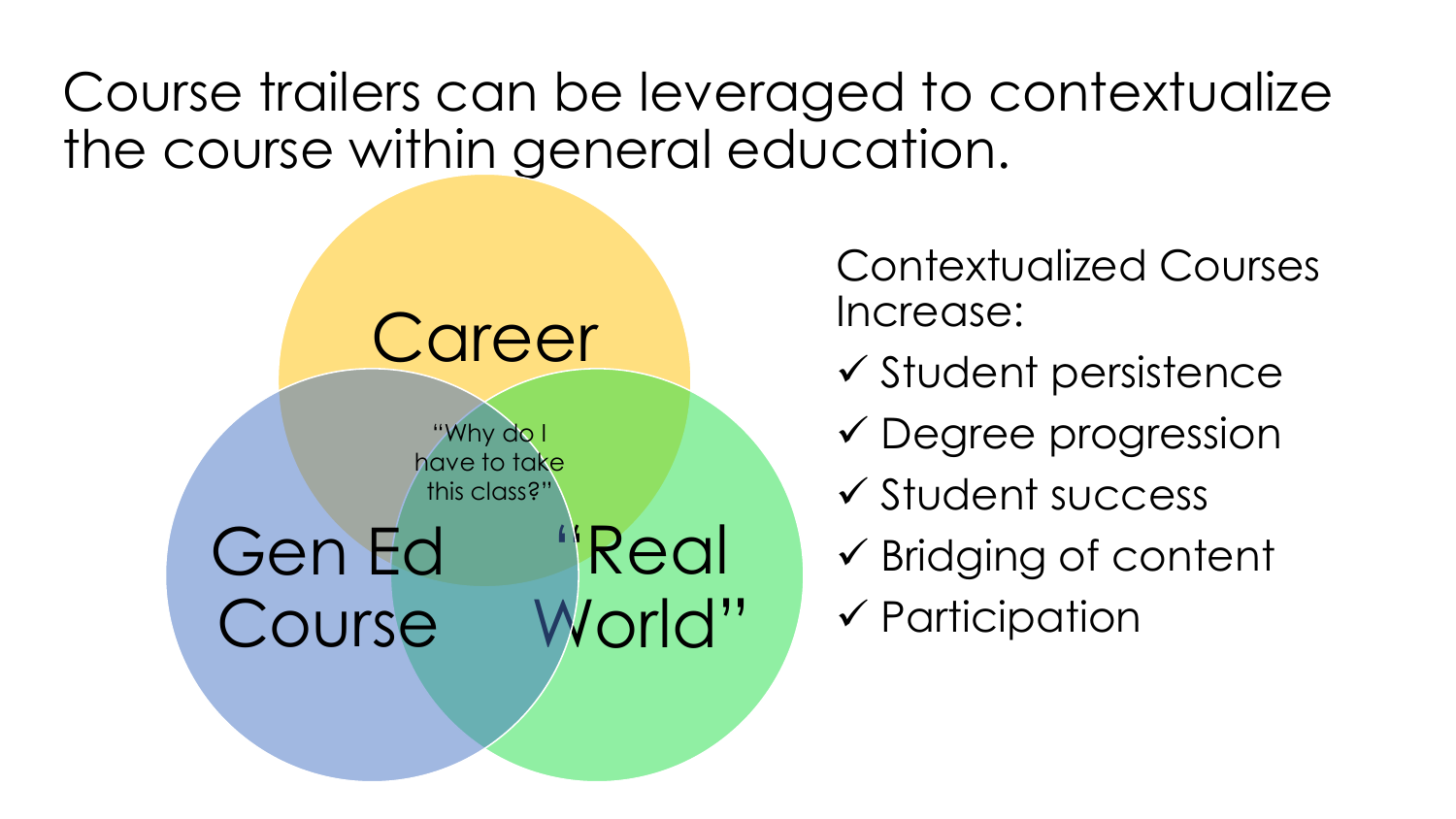# Course trailers can be leveraged to contextualize the course within general education.

Career

Gen Ed Course

"Real World"

"Why do I have to take this class?"

Contextualized Courses Increase:

- ✓ Student persistence
- ✓ Degree progression
- ✓ Student success
- ✓ Bridging of content
- ✓ Participation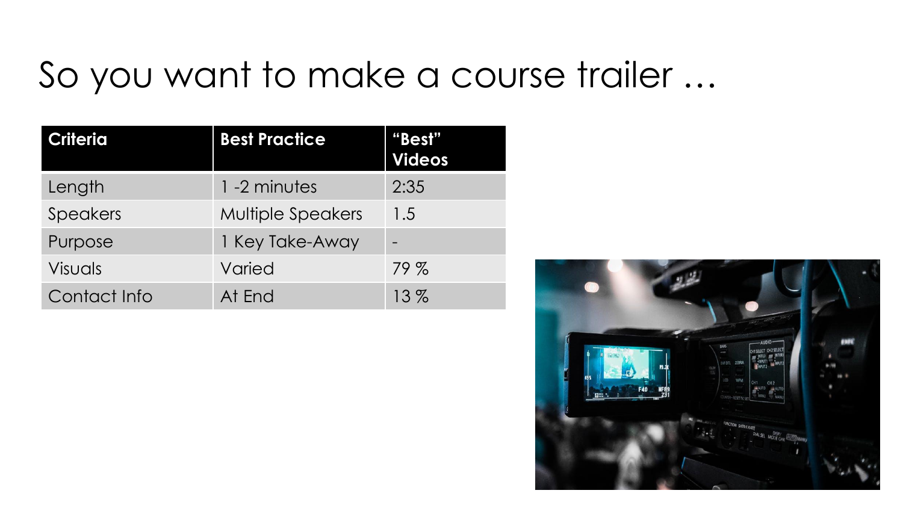# So you want to make a course trailer …

| Criteria | Best Practice | "Best" Videos |
|---|---|---|
| Length | 1 -2 minutes | 2:35 |
| Speakers | Multiple Speakers | 1.5 |
| Purpose | 1 Key Take-Away | - |
| Visuals | Varied | 79 % |
| Contact Info | At End | 13 % |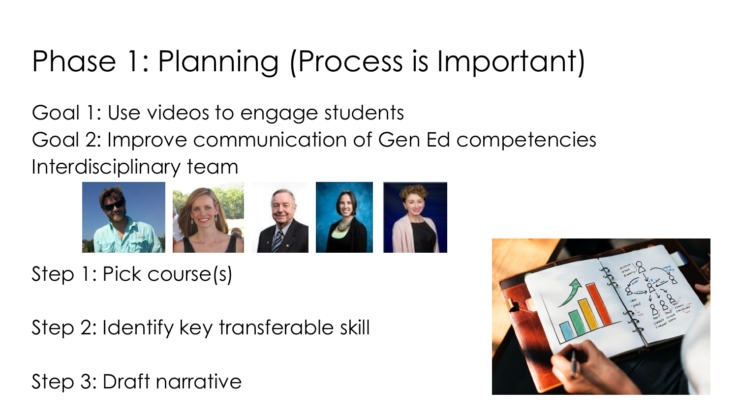# Phase 1: Planning (Process is Important)

Goal 1: Use videos to engage students

Goal 2: Improve communication of Gen Ed competencies

Interdisciplinary team

Step 1: Pick course(s)

Step 2: Identify key transferable skill

Step 3: Draft narrative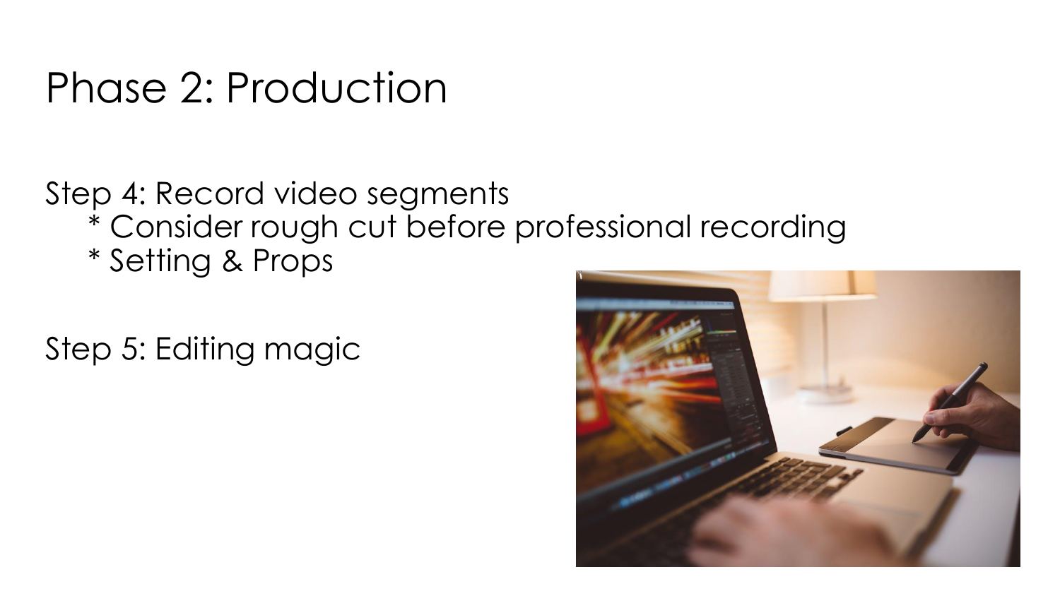# Phase 2: Production

Step 4: Record video segments

* Consider rough cut before professional recording
* Setting & Props

Step 5: Editing magic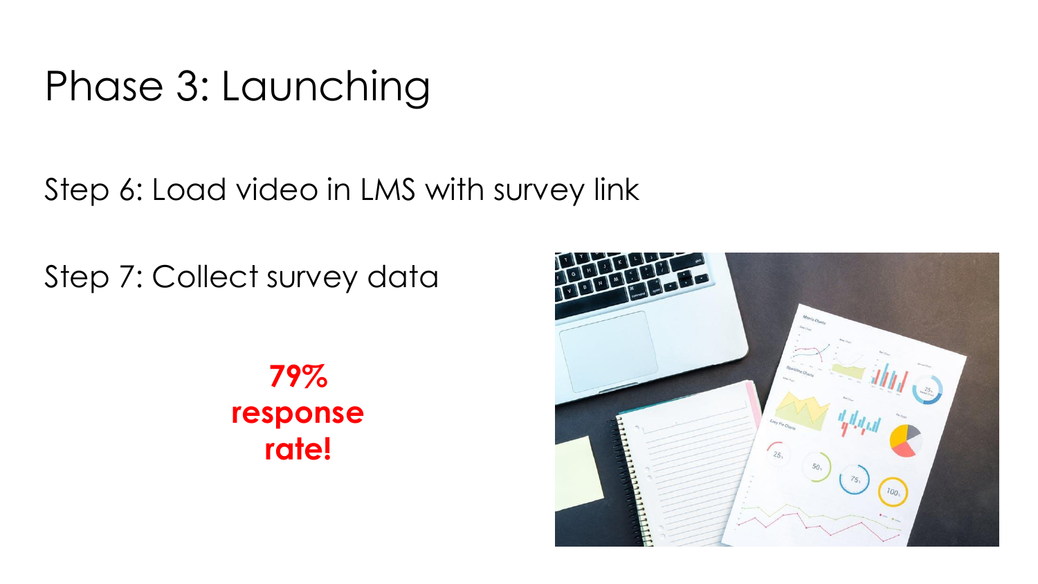# Phase 3: Launching

Step 6: Load video in LMS with survey link

Step 7: Collect survey data

**79% response rate!**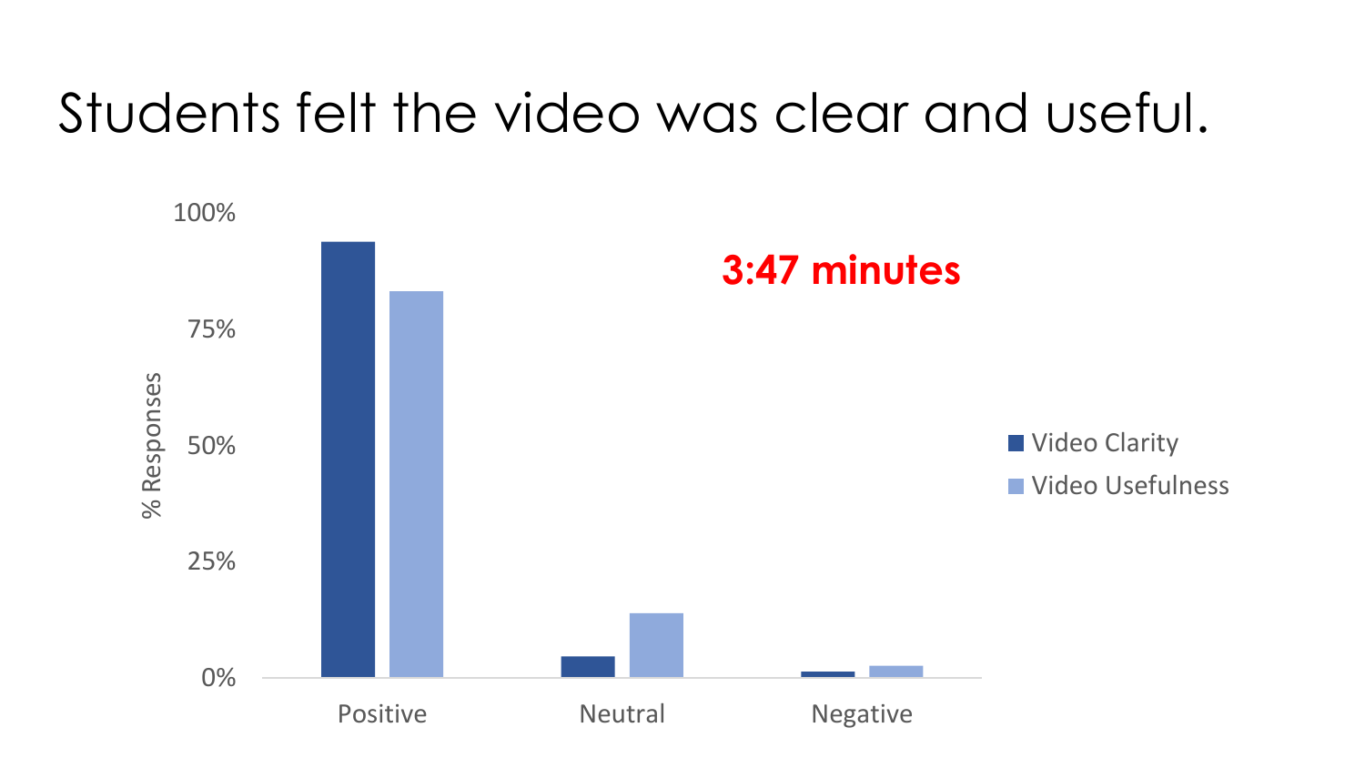# Students felt the video was clear and useful.

**3:47 minutes**

| % Responses | Video Clarity | Video Usefulness |
|---|---|---|
| Positive | ~94% | ~83% |
| Neutral | ~5% | ~14% |
| Negative | ~1% | ~3% |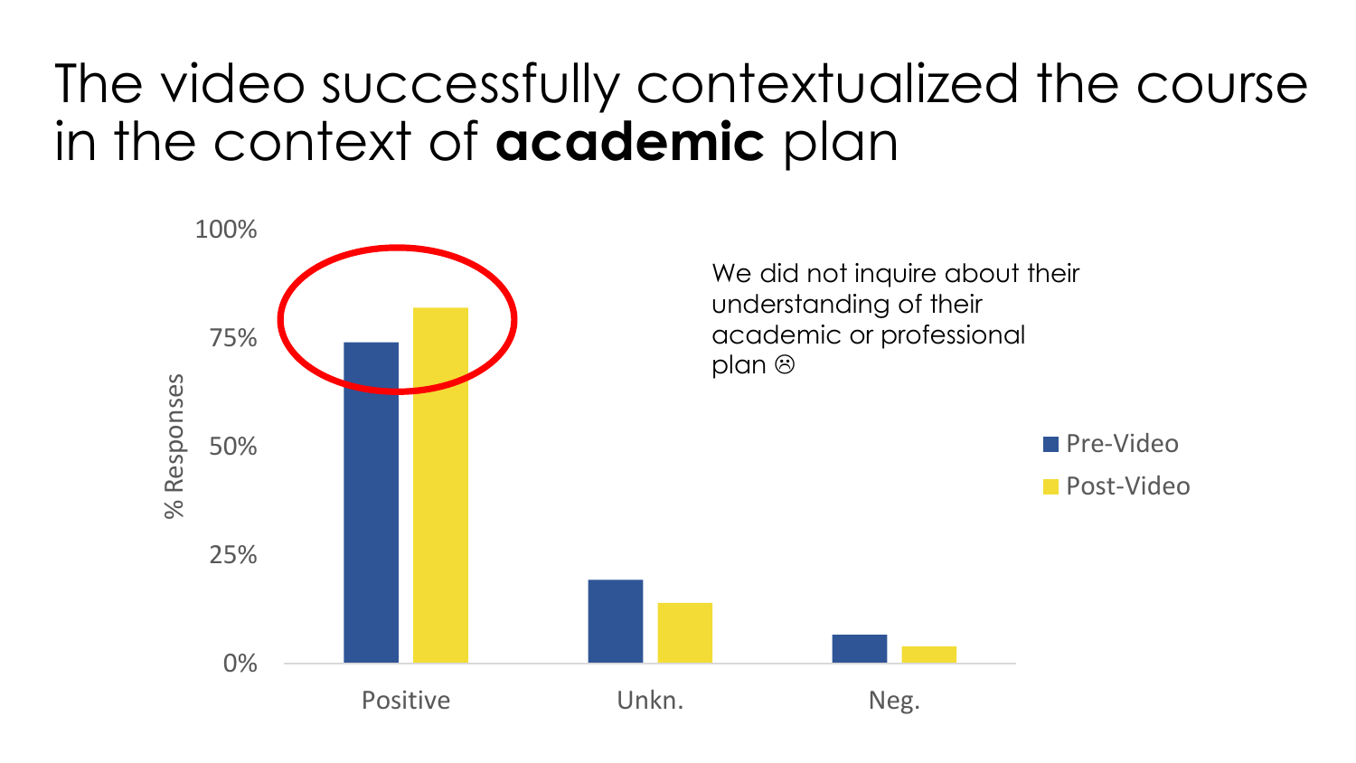# The video successfully contextualized the course in the context of **academic** plan

We did not inquire about their understanding of their academic or professional plan ☹

| | Positive | Unkn. | Neg. |
|---|---|---|---|
| Pre-Video | ~74% | ~19% | ~7% |
| Post-Video | ~82% | ~14% | ~4% |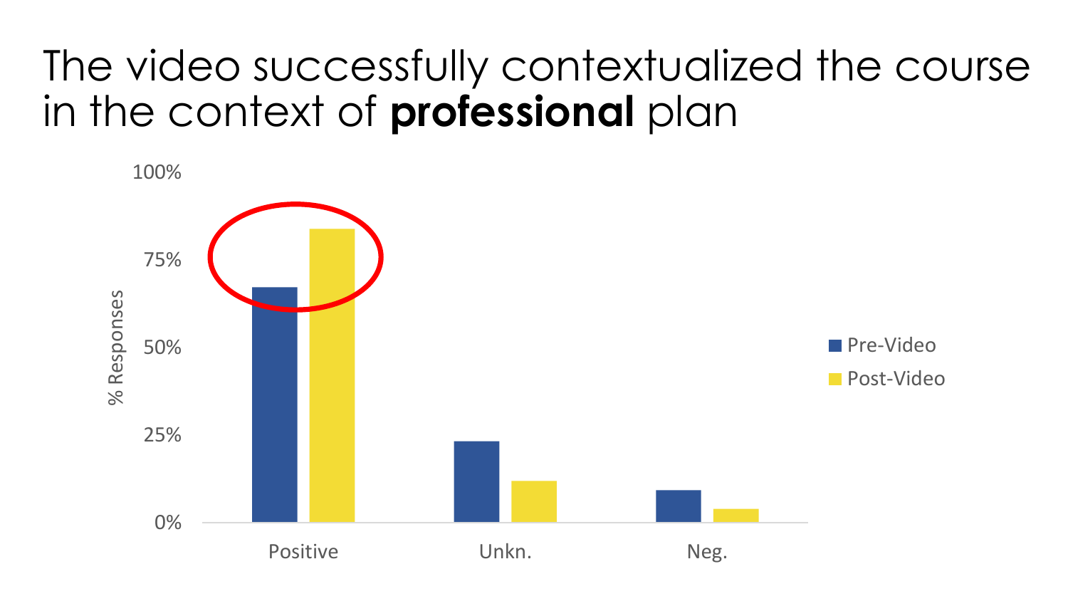# The video successfully contextualized the course in the context of **professional** plan

% Responses

100%

75%

50%

25%

0%

Positive

Unkn.

Neg.

Pre-Video

Post-Video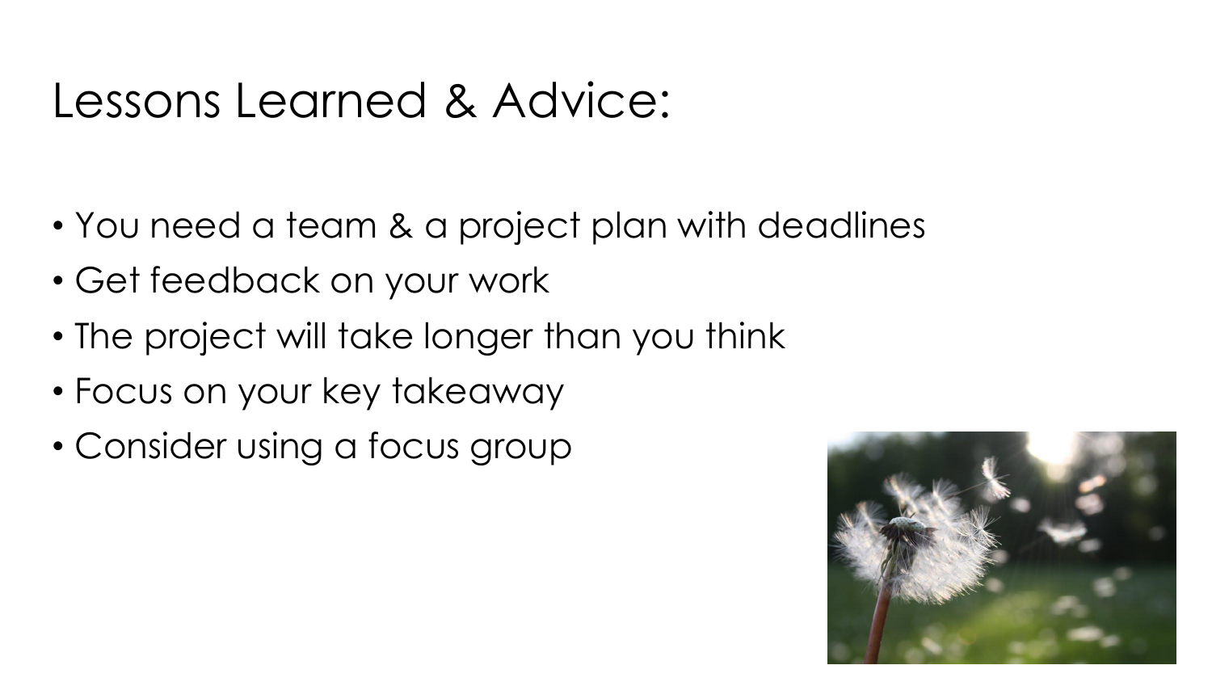# Lessons Learned & Advice:

- You need a team & a project plan with deadlines
- Get feedback on your work
- The project will take longer than you think
- Focus on your key takeaway
- Consider using a focus group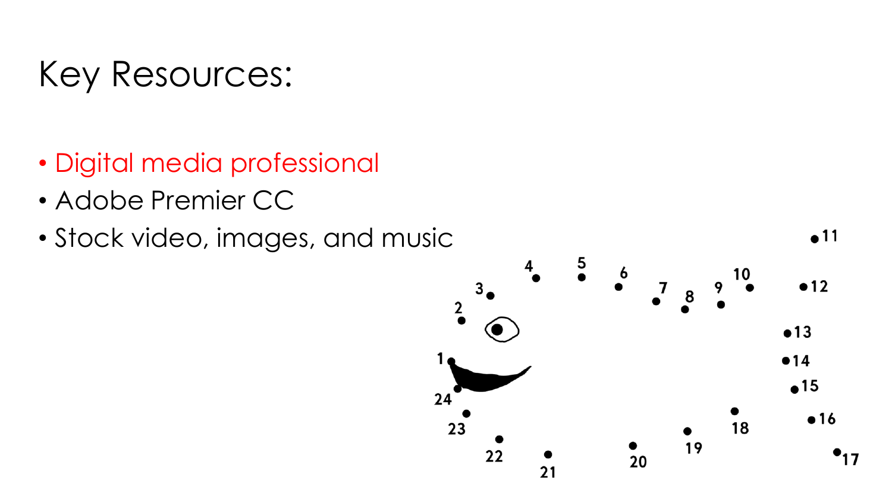# Key Resources:

- Digital media professional
- Adobe Premier CC
- Stock video, images, and music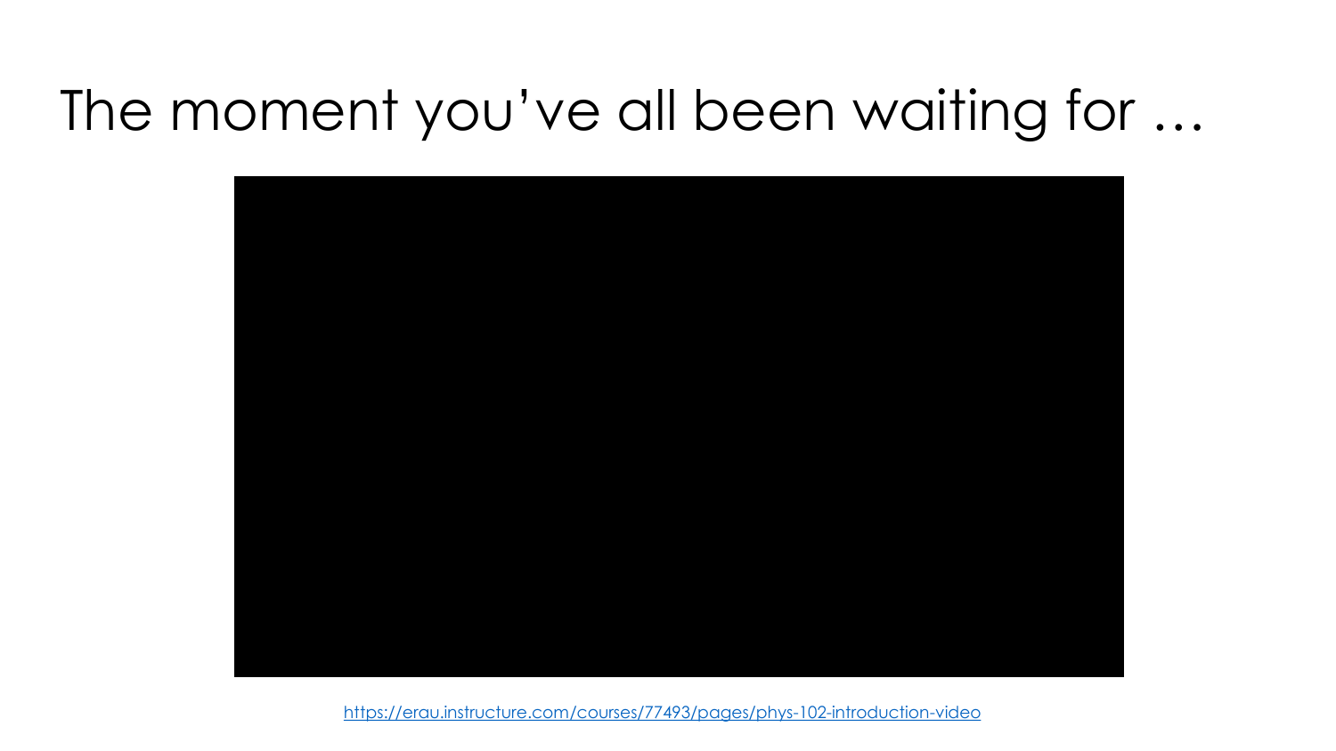# The moment you've all been waiting for …

https://erau.instructure.com/courses/77493/pages/phys-102-introduction-video